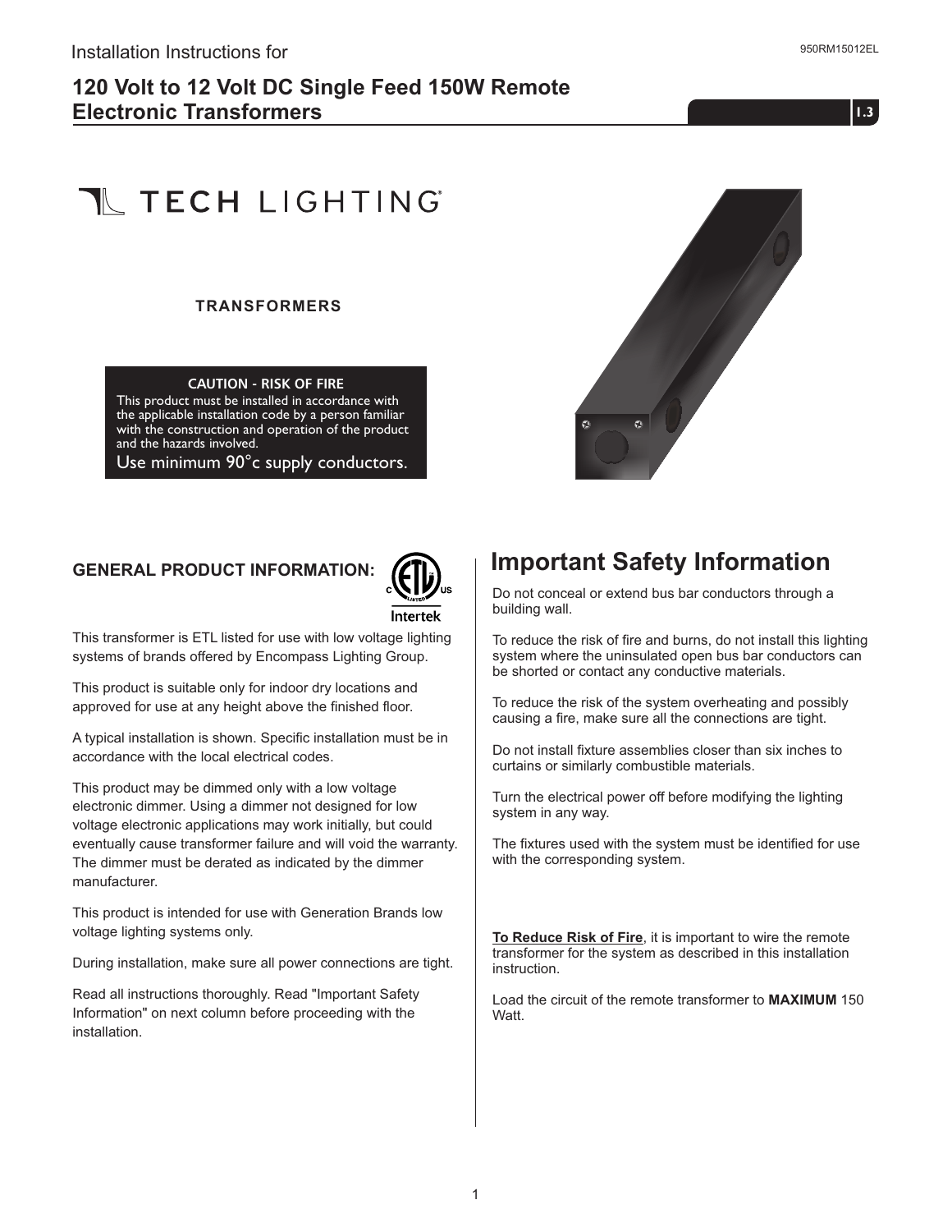Installation Instructions for

950RM15012EL

# 120 Volt to 12 Volt DC Single Feed 150W Remote Electronic Transformers

1.3

TECH LIGHTING

**TRANSFORMERS**

**CAUTION - RISK OF FIRE**
This product must be installed in accordance with the applicable installation code by a person familiar with the construction and operation of the product and the hazards involved.
Use minimum 90°c supply conductors.

## GENERAL PRODUCT INFORMATION:

Intertek

This transformer is ETL listed for use with low voltage lighting systems of brands offered by Encompass Lighting Group.

This product is suitable only for indoor dry locations and approved for use at any height above the finished floor.

A typical installation is shown. Specific installation must be in accordance with the local electrical codes.

This product may be dimmed only with a low voltage electronic dimmer. Using a dimmer not designed for low voltage electronic applications may work initially, but could eventually cause transformer failure and will void the warranty. The dimmer must be derated as indicated by the dimmer manufacturer.

This product is intended for use with Generation Brands low voltage lighting systems only.

During installation, make sure all power connections are tight.

Read all instructions thoroughly. Read "Important Safety Information" on next column before proceeding with the installation.

## Important Safety Information

Do not conceal or extend bus bar conductors through a building wall.

To reduce the risk of fire and burns, do not install this lighting system where the uninsulated open bus bar conductors can be shorted or contact any conductive materials.

To reduce the risk of the system overheating and possibly causing a fire, make sure all the connections are tight.

Do not install fixture assemblies closer than six inches to curtains or similarly combustible materials.

Turn the electrical power off before modifying the lighting system in any way.

The fixtures used with the system must be identified for use with the corresponding system.

**To Reduce Risk of Fire**, it is important to wire the remote transformer for the system as described in this installation instruction.

Load the circuit of the remote transformer to **MAXIMUM** 150 Watt.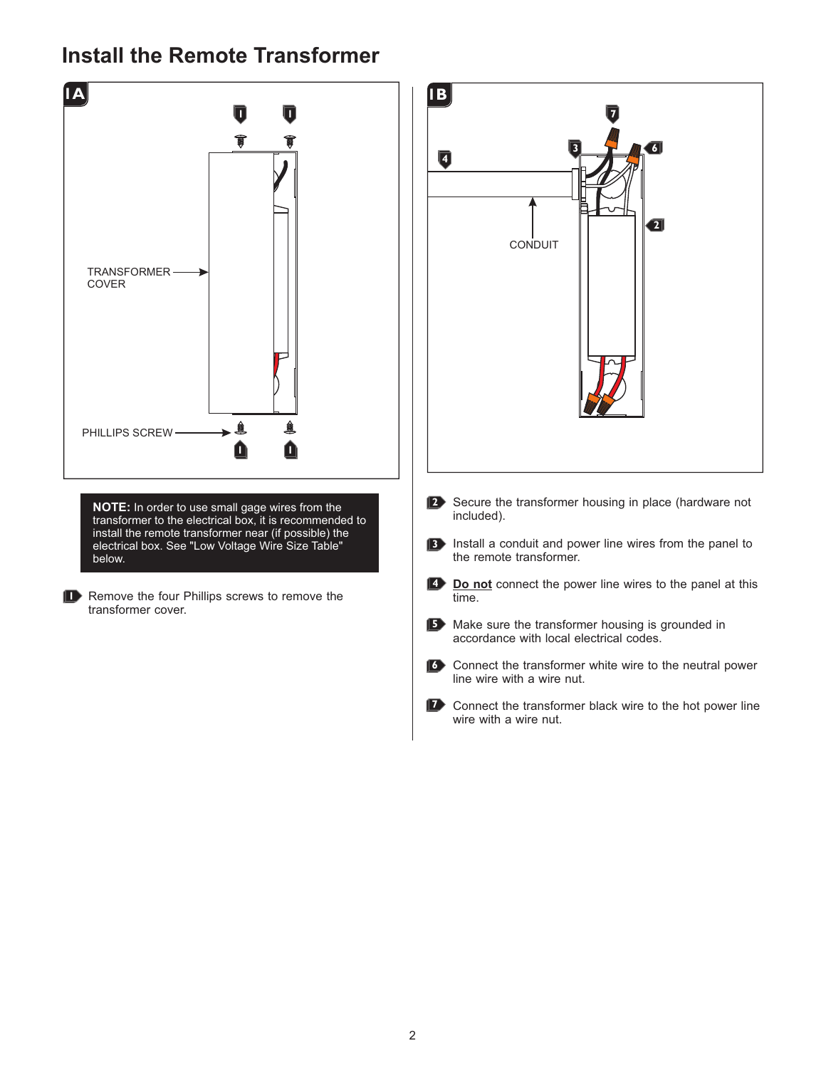# Install the Remote Transformer

1A

TRANSFORMER COVER

PHILLIPS SCREW

1B

CONDUIT

**NOTE:** In order to use small gage wires from the transformer to the electrical box, it is recommended to install the remote transformer near (if possible) the electrical box. See "Low Voltage Wire Size Table" below.

1. Remove the four Phillips screws to remove the transformer cover.
2. Secure the transformer housing in place (hardware not included).
3. Install a conduit and power line wires from the panel to the remote transformer.
4. **Do not** connect the power line wires to the panel at this time.
5. Make sure the transformer housing is grounded in accordance with local electrical codes.
6. Connect the transformer white wire to the neutral power line wire with a wire nut.
7. Connect the transformer black wire to the hot power line wire with a wire nut.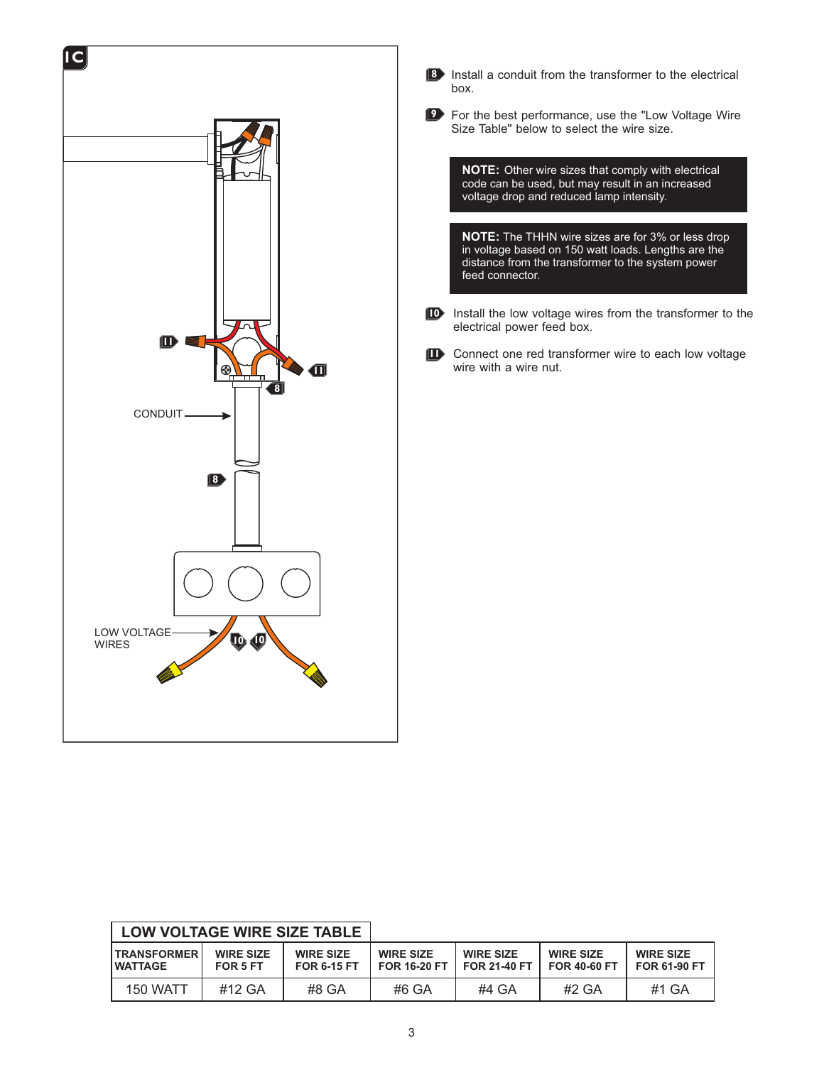**1C**

CONDUIT

LOW VOLTAGE WIRES

8. Install a conduit from the transformer to the electrical box.

9. For the best performance, use the "Low Voltage Wire Size Table" below to select the wire size.

> **NOTE:** Other wire sizes that comply with electrical code can be used, but may result in an increased voltage drop and reduced lamp intensity.

> **NOTE:** The THHN wire sizes are for 3% or less drop in voltage based on 150 watt loads. Lengths are the distance from the transformer to the system power feed connector.

10. Install the low voltage wires from the transformer to the electrical power feed box.

11. Connect one red transformer wire to each low voltage wire with a wire nut.

**LOW VOLTAGE WIRE SIZE TABLE**

| TRANSFORMER WATTAGE | WIRE SIZE FOR 5 FT | WIRE SIZE FOR 6-15 FT | WIRE SIZE FOR 16-20 FT | WIRE SIZE FOR 21-40 FT | WIRE SIZE FOR 40-60 FT | WIRE SIZE FOR 61-90 FT |
|---|---|---|---|---|---|---|
| 150 WATT | #12 GA | #8 GA | #6 GA | #4 GA | #2 GA | #1 GA |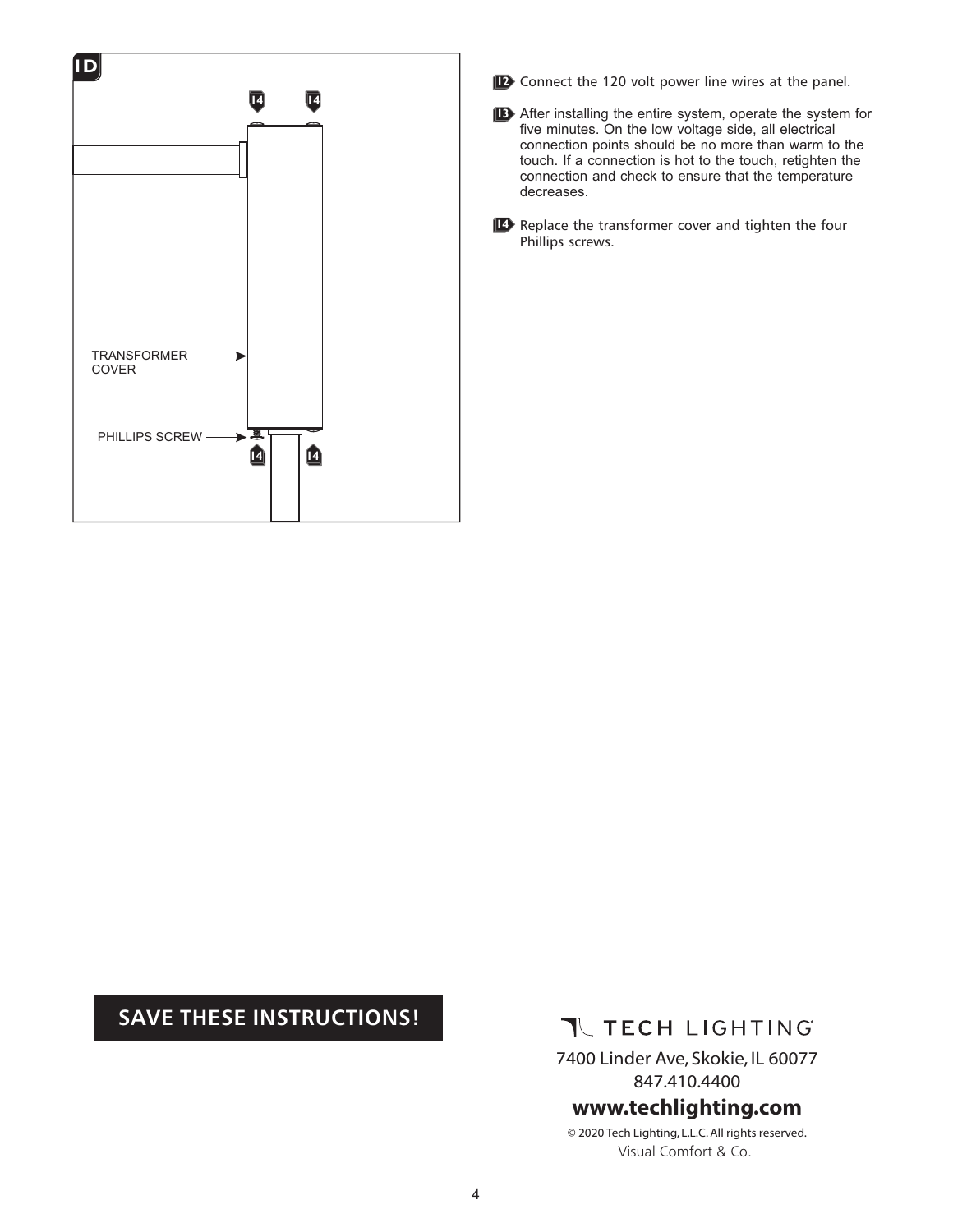1D

TRANSFORMER COVER

PHILLIPS SCREW

14 14 14 14

**12** Connect the 120 volt power line wires at the panel.

**13** After installing the entire system, operate the system for five minutes. On the low voltage side, all electrical connection points should be no more than warm to the touch. If a connection is hot to the touch, retighten the connection and check to ensure that the temperature decreases.

**14** Replace the transformer cover and tighten the four Phillips screws.

**SAVE THESE INSTRUCTIONS!**

TECH LIGHTING

7400 Linder Ave, Skokie, IL 60077
847.410.4400

**www.techlighting.com**

© 2020 Tech Lighting, L.L.C. All rights reserved.
Visual Comfort & Co.